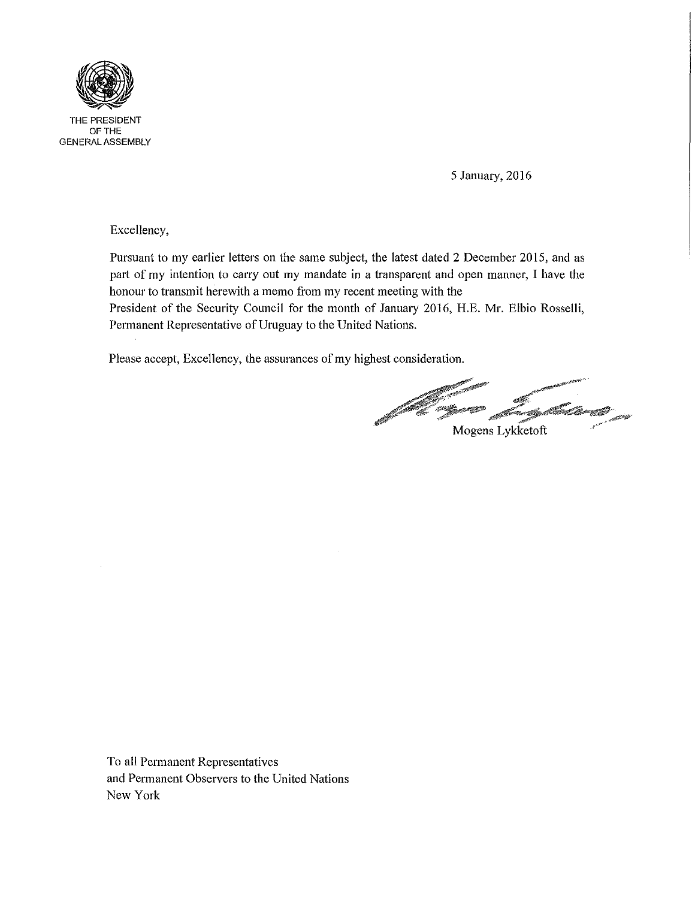THE PRESIDENT
OF THE
GENERAL ASSEMBLY

5 January, 2016

Excellency,

Pursuant to my earlier letters on the same subject, the latest dated 2 December 2015, and as part of my intention to carry out my mandate in a transparent and open manner, I have the honour to transmit herewith a memo from my recent meeting with the President of the Security Council for the month of January 2016, H.E. Mr. Elbio Rosselli, Permanent Representative of Uruguay to the United Nations.

Please accept, Excellency, the assurances of my highest consideration.

Mogens Lykketoft

To all Permanent Representatives
and Permanent Observers to the United Nations
New York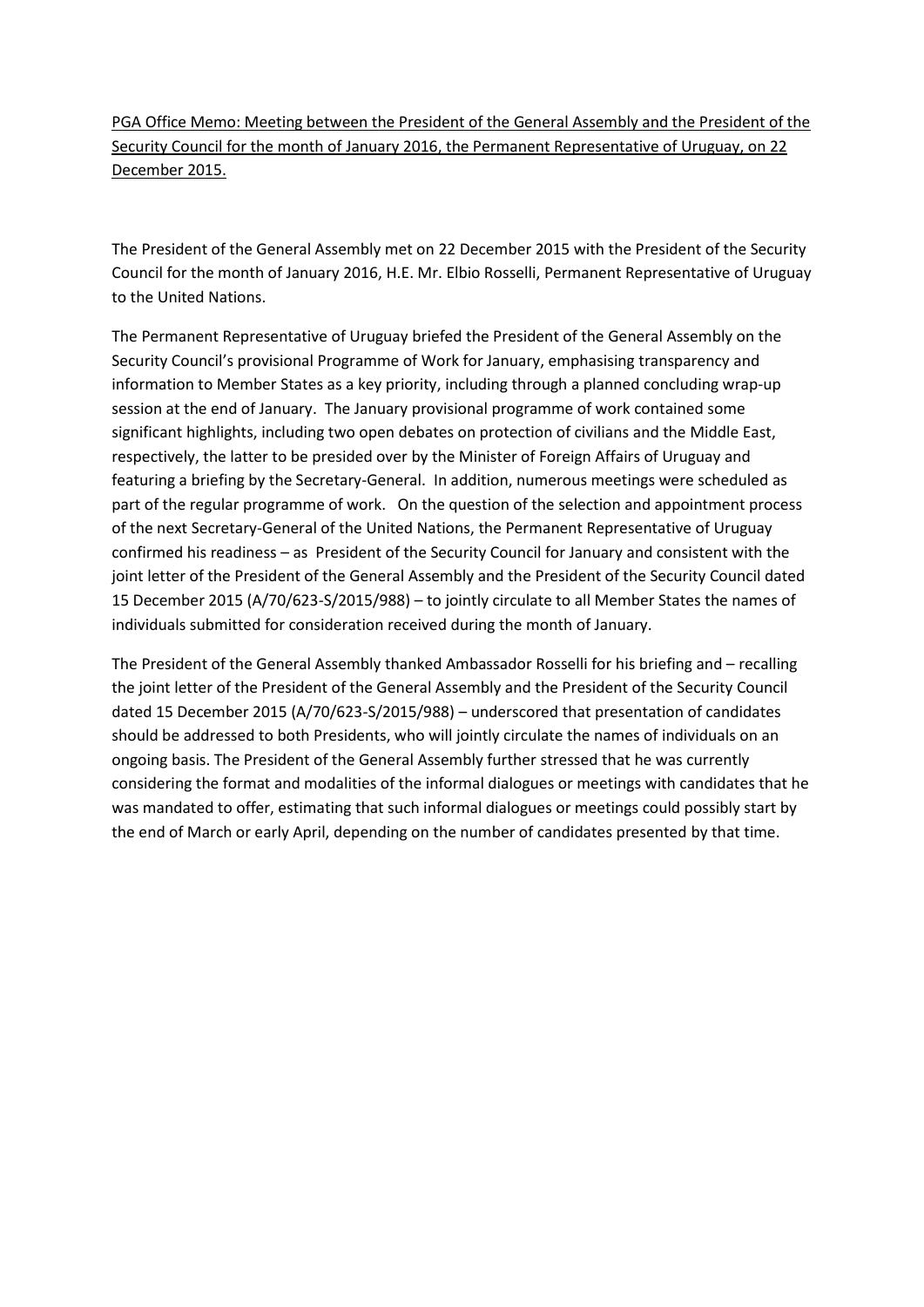PGA Office Memo: Meeting between the President of the General Assembly and the President of the Security Council for the month of January 2016, the Permanent Representative of Uruguay, on 22 December 2015.

The President of the General Assembly met on 22 December 2015 with the President of the Security Council for the month of January 2016, H.E. Mr. Elbio Rosselli, Permanent Representative of Uruguay to the United Nations.

The Permanent Representative of Uruguay briefed the President of the General Assembly on the Security Council's provisional Programme of Work for January, emphasising transparency and information to Member States as a key priority, including through a planned concluding wrap-up session at the end of January. The January provisional programme of work contained some significant highlights, including two open debates on protection of civilians and the Middle East, respectively, the latter to be presided over by the Minister of Foreign Affairs of Uruguay and featuring a briefing by the Secretary-General. In addition, numerous meetings were scheduled as part of the regular programme of work. On the question of the selection and appointment process of the next Secretary-General of the United Nations, the Permanent Representative of Uruguay confirmed his readiness – as President of the Security Council for January and consistent with the joint letter of the President of the General Assembly and the President of the Security Council dated 15 December 2015 (A/70/623-S/2015/988) – to jointly circulate to all Member States the names of individuals submitted for consideration received during the month of January.

The President of the General Assembly thanked Ambassador Rosselli for his briefing and – recalling the joint letter of the President of the General Assembly and the President of the Security Council dated 15 December 2015 (A/70/623-S/2015/988) – underscored that presentation of candidates should be addressed to both Presidents, who will jointly circulate the names of individuals on an ongoing basis. The President of the General Assembly further stressed that he was currently considering the format and modalities of the informal dialogues or meetings with candidates that he was mandated to offer, estimating that such informal dialogues or meetings could possibly start by the end of March or early April, depending on the number of candidates presented by that time.